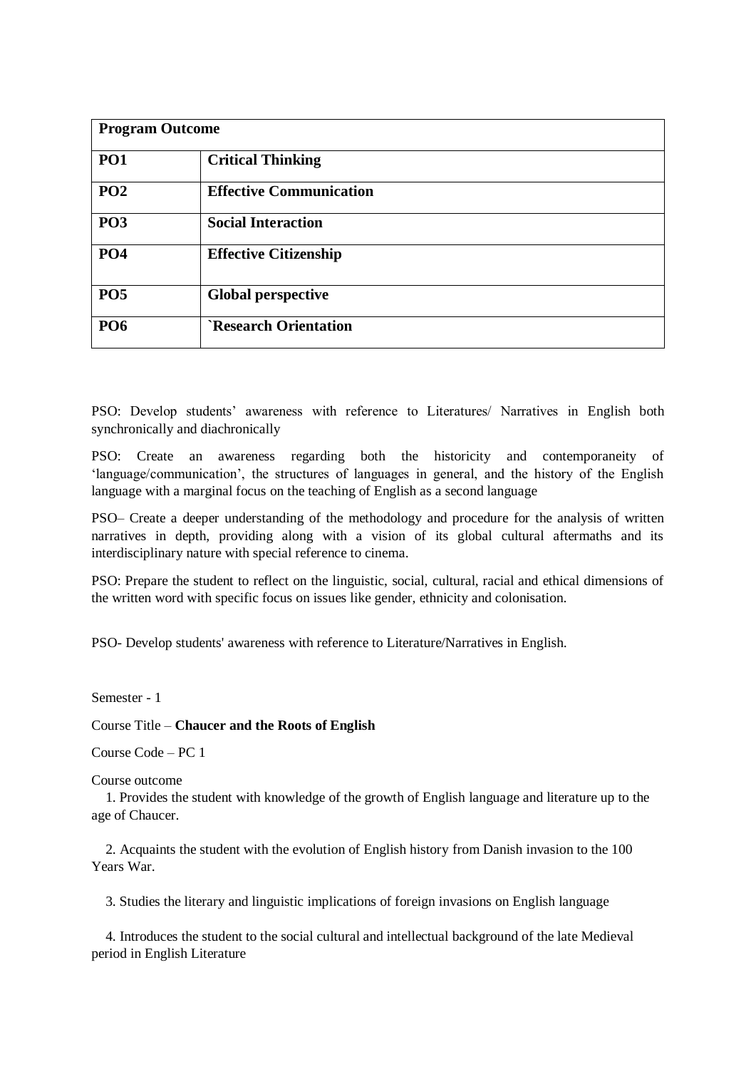| **Program Outcome** | |
|---|---|
| **PO1** | **Critical Thinking** |
| **PO2** | **Effective Communication** |
| **PO3** | **Social Interaction** |
| **PO4** | **Effective Citizenship** |
| **PO5** | **Global perspective** |
| **PO6** | **`Research Orientation** |

PSO: Develop students' awareness with reference to Literatures/ Narratives in English both synchronically and diachronically

PSO: Create an awareness regarding both the historicity and contemporaneity of 'language/communication', the structures of languages in general, and the history of the English language with a marginal focus on the teaching of English as a second language

PSO– Create a deeper understanding of the methodology and procedure for the analysis of written narratives in depth, providing along with a vision of its global cultural aftermaths and its interdisciplinary nature with special reference to cinema.

PSO: Prepare the student to reflect on the linguistic, social, cultural, racial and ethical dimensions of the written word with specific focus on issues like gender, ethnicity and colonisation.

PSO- Develop students' awareness with reference to Literature/Narratives in English.

Semester - 1

Course Title – **Chaucer and the Roots of English**

Course Code – PC 1

Course outcome

1. Provides the student with knowledge of the growth of English language and literature up to the age of Chaucer.

2. Acquaints the student with the evolution of English history from Danish invasion to the 100 Years War.

3. Studies the literary and linguistic implications of foreign invasions on English language

4. Introduces the student to the social cultural and intellectual background of the late Medieval period in English Literature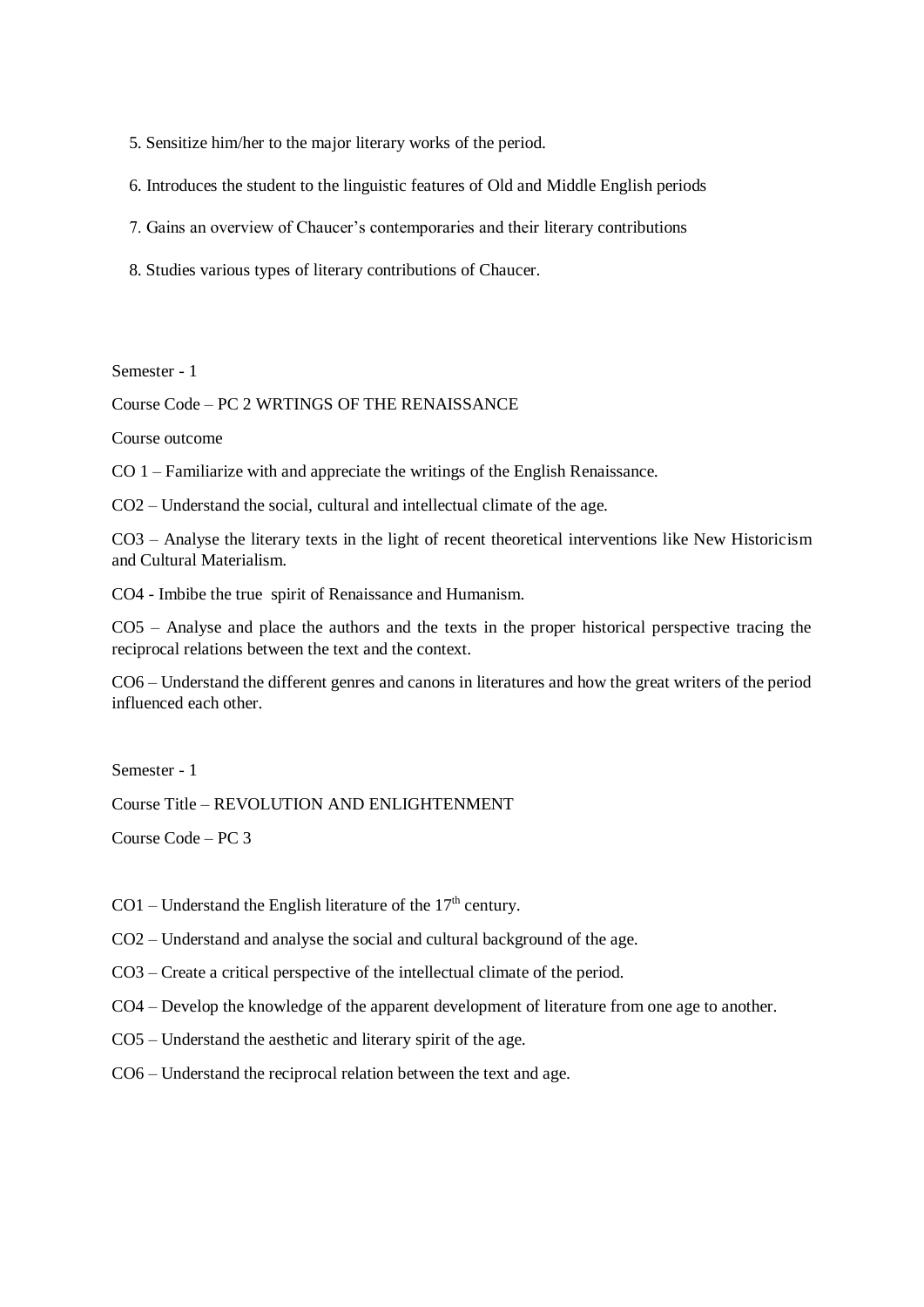5. Sensitize him/her to the major literary works of the period.

6. Introduces the student to the linguistic features of Old and Middle English periods

7. Gains an overview of Chaucer's contemporaries and their literary contributions

8. Studies various types of literary contributions of Chaucer.

Semester - 1

Course Code – PC 2 WRTINGS OF THE RENAISSANCE

Course outcome

CO 1 – Familiarize with and appreciate the writings of the English Renaissance.

CO2 – Understand the social, cultural and intellectual climate of the age.

CO3 – Analyse the literary texts in the light of recent theoretical interventions like New Historicism and Cultural Materialism.

CO4 - Imbibe the true spirit of Renaissance and Humanism.

CO5 – Analyse and place the authors and the texts in the proper historical perspective tracing the reciprocal relations between the text and the context.

CO6 – Understand the different genres and canons in literatures and how the great writers of the period influenced each other.

Semester - 1

Course Title – REVOLUTION AND ENLIGHTENMENT

Course Code – PC 3

CO1 – Understand the English literature of the $17^{th}$ century.

CO2 – Understand and analyse the social and cultural background of the age.

CO3 – Create a critical perspective of the intellectual climate of the period.

CO4 – Develop the knowledge of the apparent development of literature from one age to another.

CO5 – Understand the aesthetic and literary spirit of the age.

CO6 – Understand the reciprocal relation between the text and age.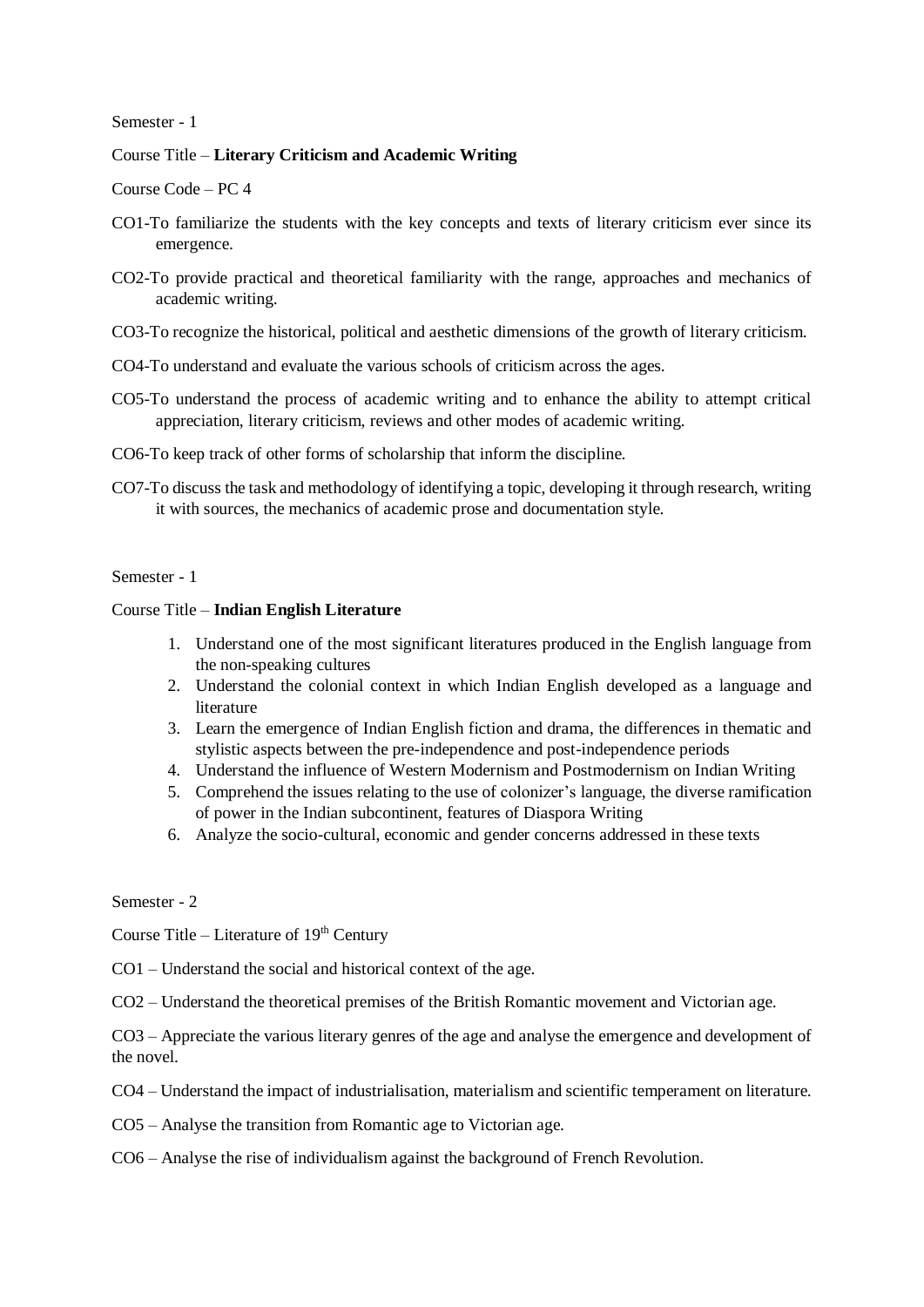Semester - 1

Course Title – **Literary Criticism and Academic Writing**

Course Code – PC 4

CO1-To familiarize the students with the key concepts and texts of literary criticism ever since its emergence.

CO2-To provide practical and theoretical familiarity with the range, approaches and mechanics of academic writing.

CO3-To recognize the historical, political and aesthetic dimensions of the growth of literary criticism.

CO4-To understand and evaluate the various schools of criticism across the ages.

CO5-To understand the process of academic writing and to enhance the ability to attempt critical appreciation, literary criticism, reviews and other modes of academic writing.

CO6-To keep track of other forms of scholarship that inform the discipline.

CO7-To discuss the task and methodology of identifying a topic, developing it through research, writing it with sources, the mechanics of academic prose and documentation style.

Semester - 1

Course Title – **Indian English Literature**

1. Understand one of the most significant literatures produced in the English language from the non-speaking cultures
2. Understand the colonial context in which Indian English developed as a language and literature
3. Learn the emergence of Indian English fiction and drama, the differences in thematic and stylistic aspects between the pre-independence and post-independence periods
4. Understand the influence of Western Modernism and Postmodernism on Indian Writing
5. Comprehend the issues relating to the use of colonizer's language, the diverse ramification of power in the Indian subcontinent, features of Diaspora Writing
6. Analyze the socio-cultural, economic and gender concerns addressed in these texts

Semester - 2

Course Title – Literature of 19th Century

CO1 – Understand the social and historical context of the age.

CO2 – Understand the theoretical premises of the British Romantic movement and Victorian age.

CO3 – Appreciate the various literary genres of the age and analyse the emergence and development of the novel.

CO4 – Understand the impact of industrialisation, materialism and scientific temperament on literature.

CO5 – Analyse the transition from Romantic age to Victorian age.

CO6 – Analyse the rise of individualism against the background of French Revolution.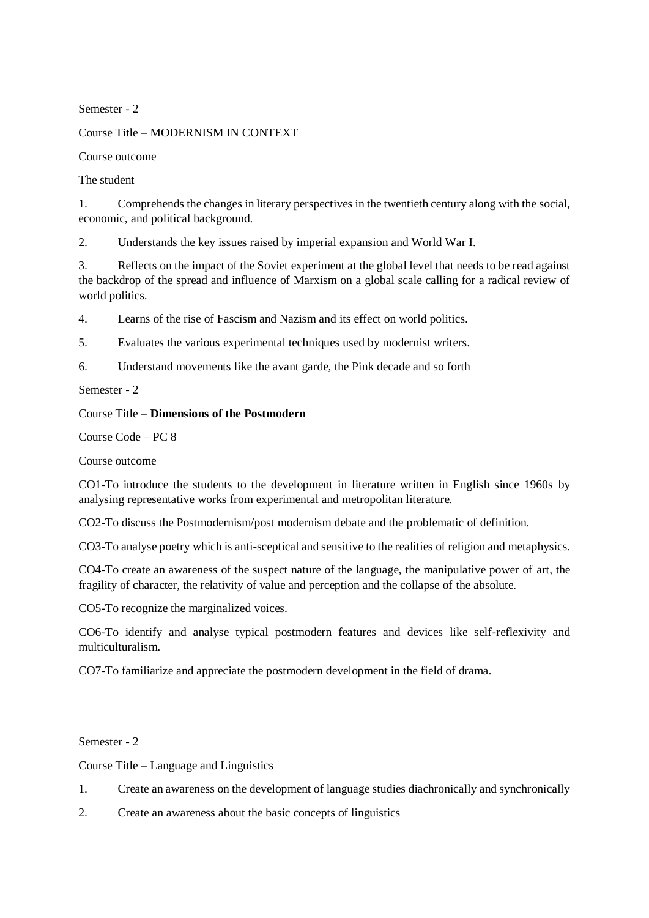Semester - 2

Course Title – MODERNISM IN CONTEXT

Course outcome

The student

1. Comprehends the changes in literary perspectives in the twentieth century along with the social, economic, and political background.

2. Understands the key issues raised by imperial expansion and World War I.

3. Reflects on the impact of the Soviet experiment at the global level that needs to be read against the backdrop of the spread and influence of Marxism on a global scale calling for a radical review of world politics.

4. Learns of the rise of Fascism and Nazism and its effect on world politics.

5. Evaluates the various experimental techniques used by modernist writers.

6. Understand movements like the avant garde, the Pink decade and so forth

Semester - 2

Course Title – **Dimensions of the Postmodern**

Course Code – PC 8

Course outcome

CO1-To introduce the students to the development in literature written in English since 1960s by analysing representative works from experimental and metropolitan literature.

CO2-To discuss the Postmodernism/post modernism debate and the problematic of definition.

CO3-To analyse poetry which is anti-sceptical and sensitive to the realities of religion and metaphysics.

CO4-To create an awareness of the suspect nature of the language, the manipulative power of art, the fragility of character, the relativity of value and perception and the collapse of the absolute.

CO5-To recognize the marginalized voices.

CO6-To identify and analyse typical postmodern features and devices like self-reflexivity and multiculturalism.

CO7-To familiarize and appreciate the postmodern development in the field of drama.

Semester - 2

Course Title – Language and Linguistics

1. Create an awareness on the development of language studies diachronically and synchronically

2. Create an awareness about the basic concepts of linguistics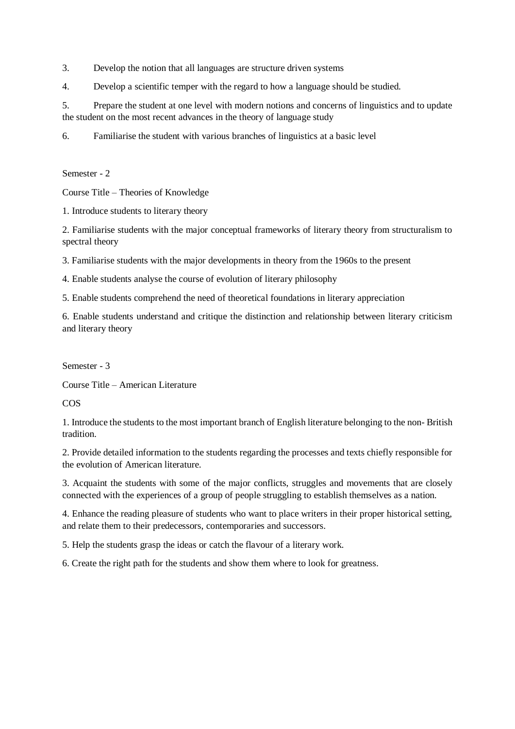3. Develop the notion that all languages are structure driven systems

4. Develop a scientific temper with the regard to how a language should be studied.

5. Prepare the student at one level with modern notions and concerns of linguistics and to update the student on the most recent advances in the theory of language study

6. Familiarise the student with various branches of linguistics at a basic level

Semester - 2

Course Title – Theories of Knowledge

1. Introduce students to literary theory

2. Familiarise students with the major conceptual frameworks of literary theory from structuralism to spectral theory

3. Familiarise students with the major developments in theory from the 1960s to the present

4. Enable students analyse the course of evolution of literary philosophy

5. Enable students comprehend the need of theoretical foundations in literary appreciation

6. Enable students understand and critique the distinction and relationship between literary criticism and literary theory

Semester - 3

Course Title – American Literature

COS

1. Introduce the students to the most important branch of English literature belonging to the non- British tradition.

2. Provide detailed information to the students regarding the processes and texts chiefly responsible for the evolution of American literature.

3. Acquaint the students with some of the major conflicts, struggles and movements that are closely connected with the experiences of a group of people struggling to establish themselves as a nation.

4. Enhance the reading pleasure of students who want to place writers in their proper historical setting, and relate them to their predecessors, contemporaries and successors.

5. Help the students grasp the ideas or catch the flavour of a literary work.

6. Create the right path for the students and show them where to look for greatness.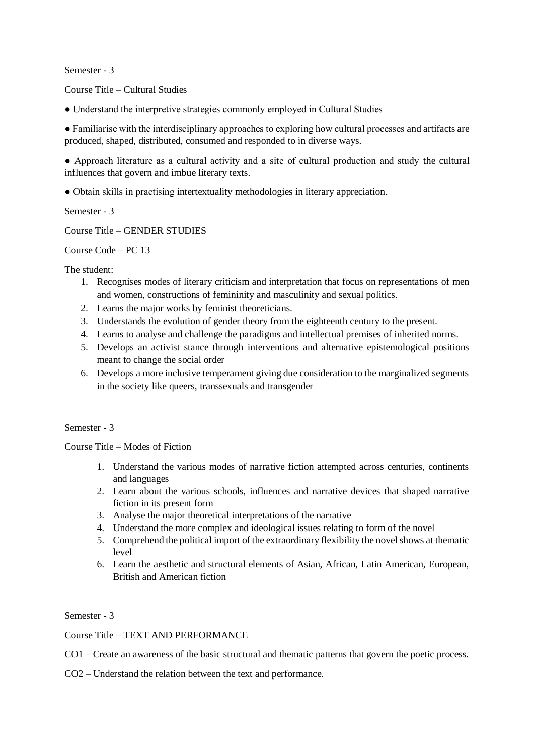Semester - 3

Course Title – Cultural Studies

- Understand the interpretive strategies commonly employed in Cultural Studies
- Familiarise with the interdisciplinary approaches to exploring how cultural processes and artifacts are produced, shaped, distributed, consumed and responded to in diverse ways.
- Approach literature as a cultural activity and a site of cultural production and study the cultural influences that govern and imbue literary texts.
- Obtain skills in practising intertextuality methodologies in literary appreciation.

Semester - 3

Course Title – GENDER STUDIES

Course Code – PC 13

The student:

1. Recognises modes of literary criticism and interpretation that focus on representations of men and women, constructions of femininity and masculinity and sexual politics.
2. Learns the major works by feminist theoreticians.
3. Understands the evolution of gender theory from the eighteenth century to the present.
4. Learns to analyse and challenge the paradigms and intellectual premises of inherited norms.
5. Develops an activist stance through interventions and alternative epistemological positions meant to change the social order
6. Develops a more inclusive temperament giving due consideration to the marginalized segments in the society like queers, transsexuals and transgender

Semester - 3

Course Title – Modes of Fiction

1. Understand the various modes of narrative fiction attempted across centuries, continents and languages
2. Learn about the various schools, influences and narrative devices that shaped narrative fiction in its present form
3. Analyse the major theoretical interpretations of the narrative
4. Understand the more complex and ideological issues relating to form of the novel
5. Comprehend the political import of the extraordinary flexibility the novel shows at thematic level
6. Learn the aesthetic and structural elements of Asian, African, Latin American, European, British and American fiction

Semester - 3

Course Title – TEXT AND PERFORMANCE

CO1 – Create an awareness of the basic structural and thematic patterns that govern the poetic process.

CO2 – Understand the relation between the text and performance.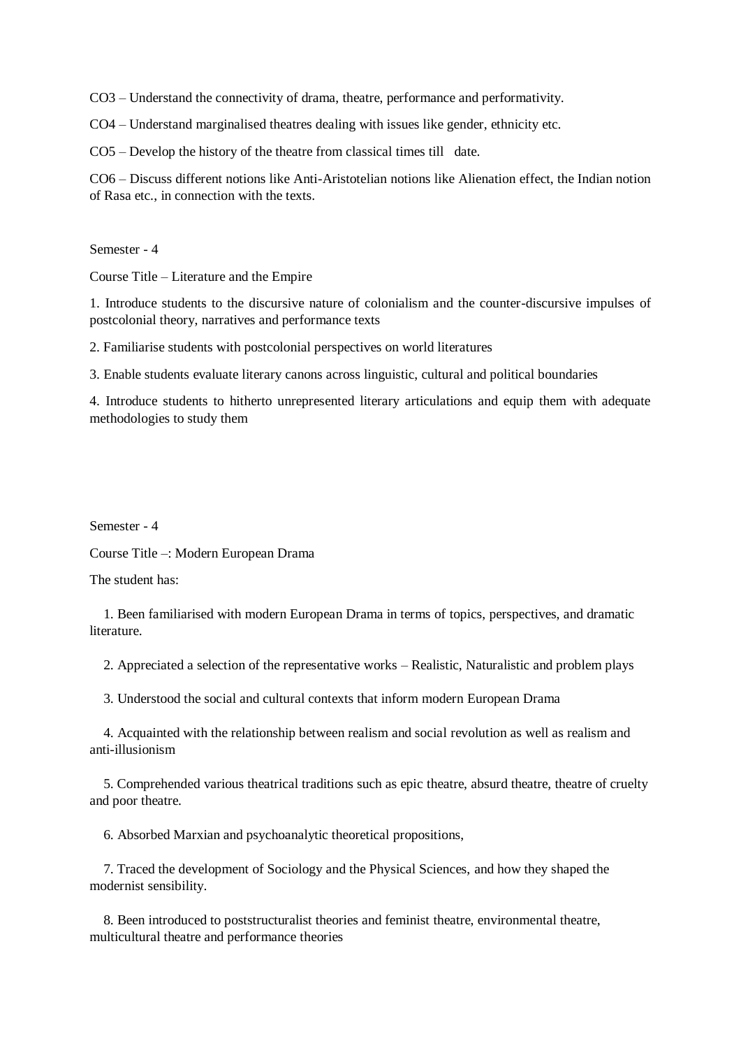CO3 – Understand the connectivity of drama, theatre, performance and performativity.

CO4 – Understand marginalised theatres dealing with issues like gender, ethnicity etc.

CO5 – Develop the history of the theatre from classical times till date.

CO6 – Discuss different notions like Anti-Aristotelian notions like Alienation effect, the Indian notion of Rasa etc., in connection with the texts.

Semester - 4

Course Title – Literature and the Empire

1. Introduce students to the discursive nature of colonialism and the counter-discursive impulses of postcolonial theory, narratives and performance texts

2. Familiarise students with postcolonial perspectives on world literatures

3. Enable students evaluate literary canons across linguistic, cultural and political boundaries

4. Introduce students to hitherto unrepresented literary articulations and equip them with adequate methodologies to study them

Semester - 4

Course Title –: Modern European Drama

The student has:

1. Been familiarised with modern European Drama in terms of topics, perspectives, and dramatic literature.

2. Appreciated a selection of the representative works – Realistic, Naturalistic and problem plays

3. Understood the social and cultural contexts that inform modern European Drama

4. Acquainted with the relationship between realism and social revolution as well as realism and anti-illusionism

5. Comprehended various theatrical traditions such as epic theatre, absurd theatre, theatre of cruelty and poor theatre.

6. Absorbed Marxian and psychoanalytic theoretical propositions,

7. Traced the development of Sociology and the Physical Sciences, and how they shaped the modernist sensibility.

8. Been introduced to poststructuralist theories and feminist theatre, environmental theatre, multicultural theatre and performance theories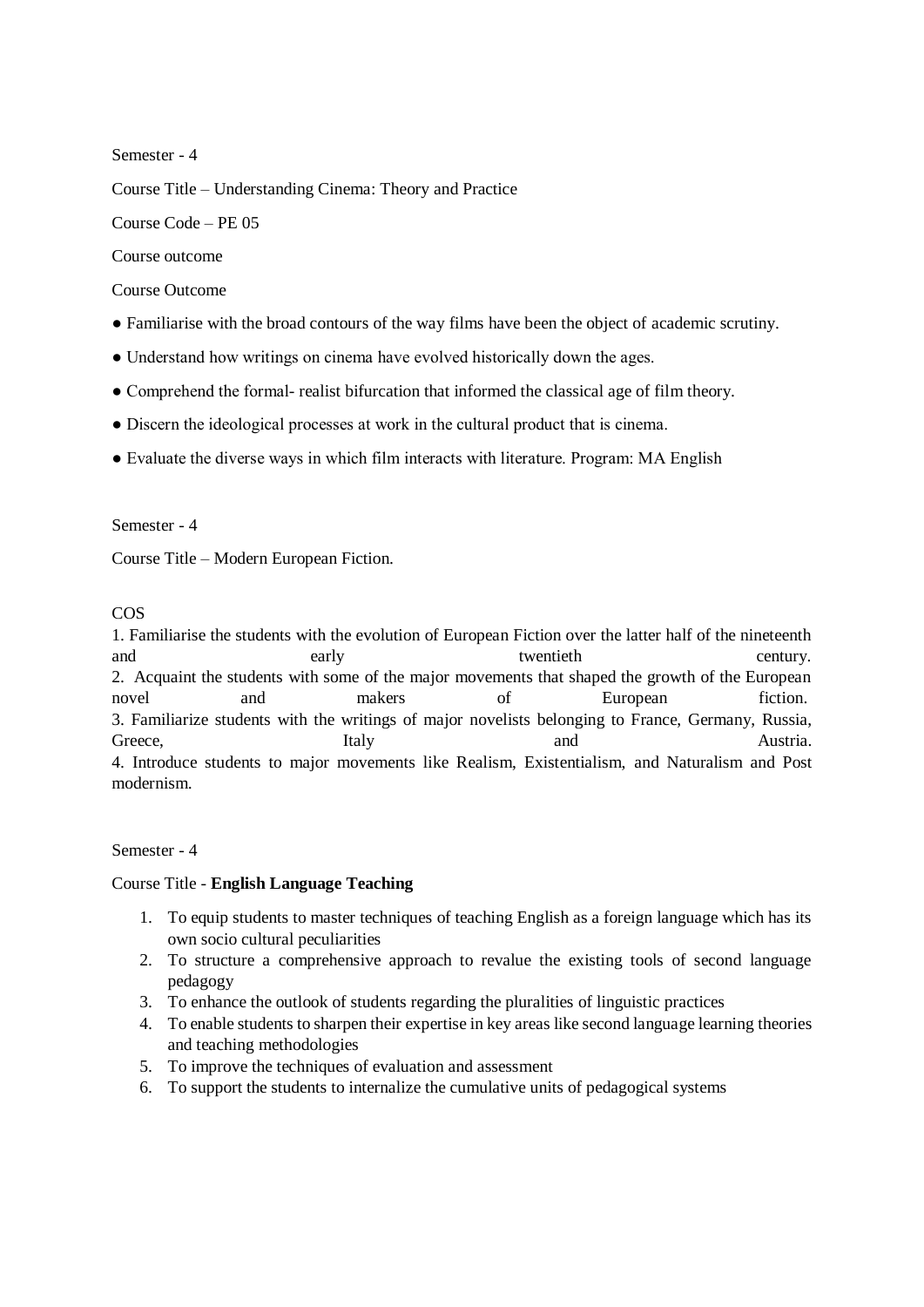Semester - 4

Course Title – Understanding Cinema: Theory and Practice

Course Code – PE 05

Course outcome

Course Outcome

- Familiarise with the broad contours of the way films have been the object of academic scrutiny.
- Understand how writings on cinema have evolved historically down the ages.
- Comprehend the formal- realist bifurcation that informed the classical age of film theory.
- Discern the ideological processes at work in the cultural product that is cinema.
- Evaluate the diverse ways in which film interacts with literature. Program: MA English

Semester - 4

Course Title – Modern European Fiction.

COS

1. Familiarise the students with the evolution of European Fiction over the latter half of the nineteenth and early twentieth century.
2. Acquaint the students with some of the major movements that shaped the growth of the European novel and makers of European fiction.
3. Familiarize students with the writings of major novelists belonging to France, Germany, Russia, Greece, Italy and Austria.
4. Introduce students to major movements like Realism, Existentialism, and Naturalism and Post modernism.

Semester - 4

Course Title - **English Language Teaching**

1. To equip students to master techniques of teaching English as a foreign language which has its own socio cultural peculiarities
2. To structure a comprehensive approach to revalue the existing tools of second language pedagogy
3. To enhance the outlook of students regarding the pluralities of linguistic practices
4. To enable students to sharpen their expertise in key areas like second language learning theories and teaching methodologies
5. To improve the techniques of evaluation and assessment
6. To support the students to internalize the cumulative units of pedagogical systems